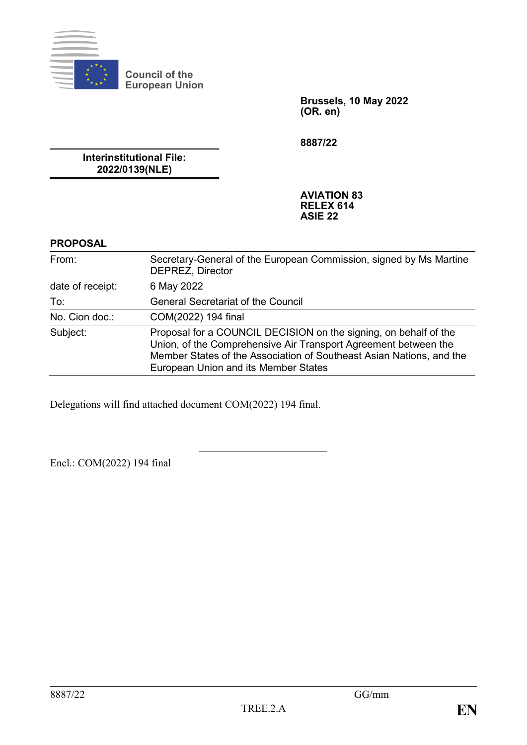Council of the European Union

**Brussels, 10 May 2022**
**(OR. en)**

**8887/22**

**Interinstitutional File:**
**2022/0139(NLE)**

**AVIATION 83**
**RELEX 614**
**ASIE 22**

**PROPOSAL**

| | |
|---|---|
| From: | Secretary-General of the European Commission, signed by Ms Martine DEPREZ, Director |
| date of receipt: | 6 May 2022 |
| To: | General Secretariat of the Council |
| No. Cion doc.: | COM(2022) 194 final |
| Subject: | Proposal for a COUNCIL DECISION on the signing, on behalf of the Union, of the Comprehensive Air Transport Agreement between the Member States of the Association of Southeast Asian Nations, and the European Union and its Member States |

Delegations will find attached document COM(2022) 194 final.

Encl.: COM(2022) 194 final

8887/22 GG/mm
TREE.2.A **EN**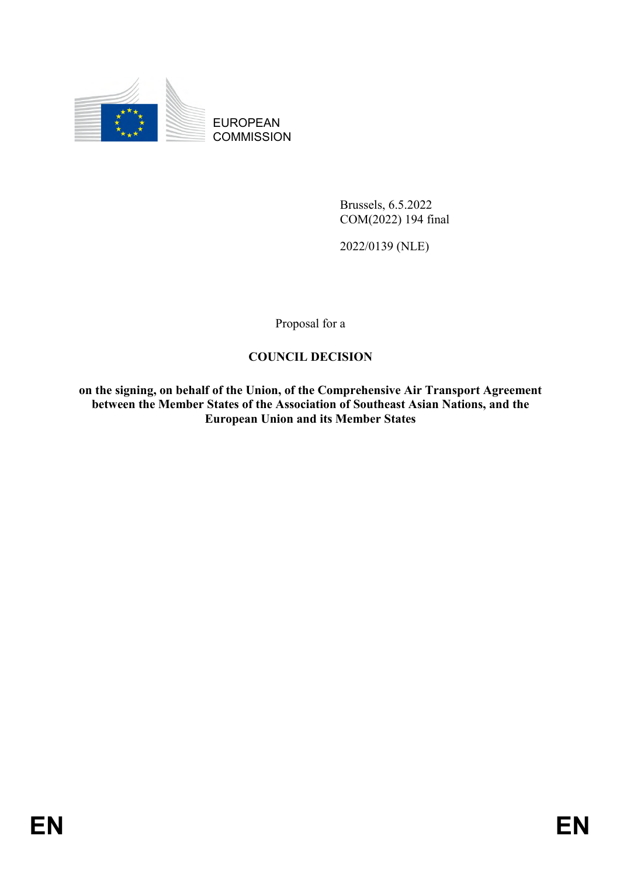EUROPEAN COMMISSION

Brussels, 6.5.2022
COM(2022) 194 final

2022/0139 (NLE)

Proposal for a

**COUNCIL DECISION**

**on the signing, on behalf of the Union, of the Comprehensive Air Transport Agreement between the Member States of the Association of Southeast Asian Nations, and the European Union and its Member States**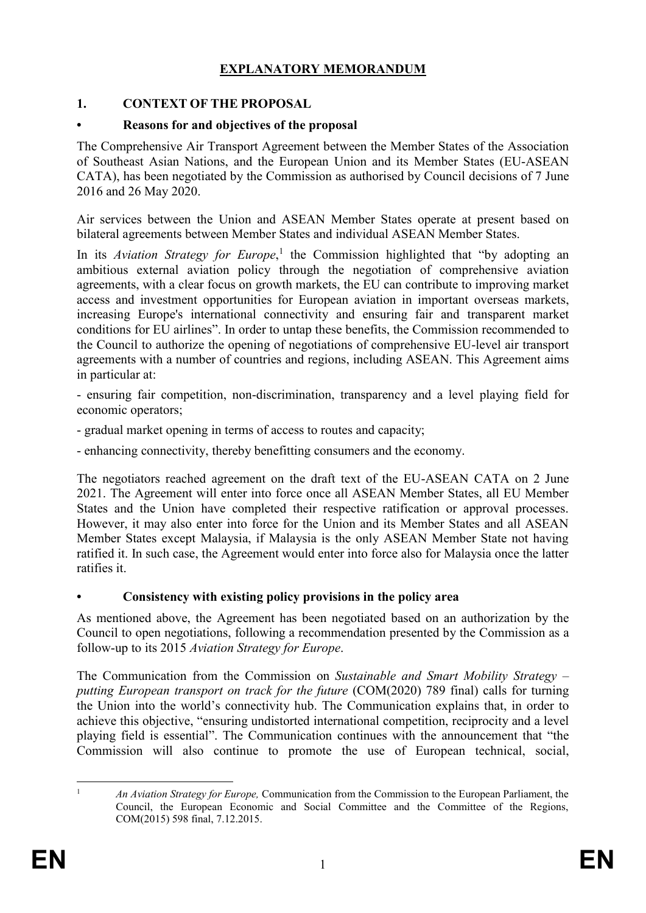# EXPLANATORY MEMORANDUM

## 1. CONTEXT OF THE PROPOSAL

### • Reasons for and objectives of the proposal

The Comprehensive Air Transport Agreement between the Member States of the Association of Southeast Asian Nations, and the European Union and its Member States (EU-ASEAN CATA), has been negotiated by the Commission as authorised by Council decisions of 7 June 2016 and 26 May 2020.

Air services between the Union and ASEAN Member States operate at present based on bilateral agreements between Member States and individual ASEAN Member States.

In its *Aviation Strategy for Europe*,[1] the Commission highlighted that "by adopting an ambitious external aviation policy through the negotiation of comprehensive aviation agreements, with a clear focus on growth markets, the EU can contribute to improving market access and investment opportunities for European aviation in important overseas markets, increasing Europe's international connectivity and ensuring fair and transparent market conditions for EU airlines". In order to untap these benefits, the Commission recommended to the Council to authorize the opening of negotiations of comprehensive EU-level air transport agreements with a number of countries and regions, including ASEAN. This Agreement aims in particular at:

- ensuring fair competition, non-discrimination, transparency and a level playing field for economic operators;
- gradual market opening in terms of access to routes and capacity;
- enhancing connectivity, thereby benefitting consumers and the economy.

The negotiators reached agreement on the draft text of the EU-ASEAN CATA on 2 June 2021. The Agreement will enter into force once all ASEAN Member States, all EU Member States and the Union have completed their respective ratification or approval processes. However, it may also enter into force for the Union and its Member States and all ASEAN Member States except Malaysia, if Malaysia is the only ASEAN Member State not having ratified it. In such case, the Agreement would enter into force also for Malaysia once the latter ratifies it.

### • Consistency with existing policy provisions in the policy area

As mentioned above, the Agreement has been negotiated based on an authorization by the Council to open negotiations, following a recommendation presented by the Commission as a follow-up to its 2015 *Aviation Strategy for Europe*.

The Communication from the Commission on *Sustainable and Smart Mobility Strategy – putting European transport on track for the future* (COM(2020) 789 final) calls for turning the Union into the world's connectivity hub. The Communication explains that, in order to achieve this objective, "ensuring undistorted international competition, reciprocity and a level playing field is essential". The Communication continues with the announcement that "the Commission will also continue to promote the use of European technical, social,

[1] *An Aviation Strategy for Europe,* Communication from the Commission to the European Parliament, the Council, the European Economic and Social Committee and the Committee of the Regions, COM(2015) 598 final, 7.12.2015.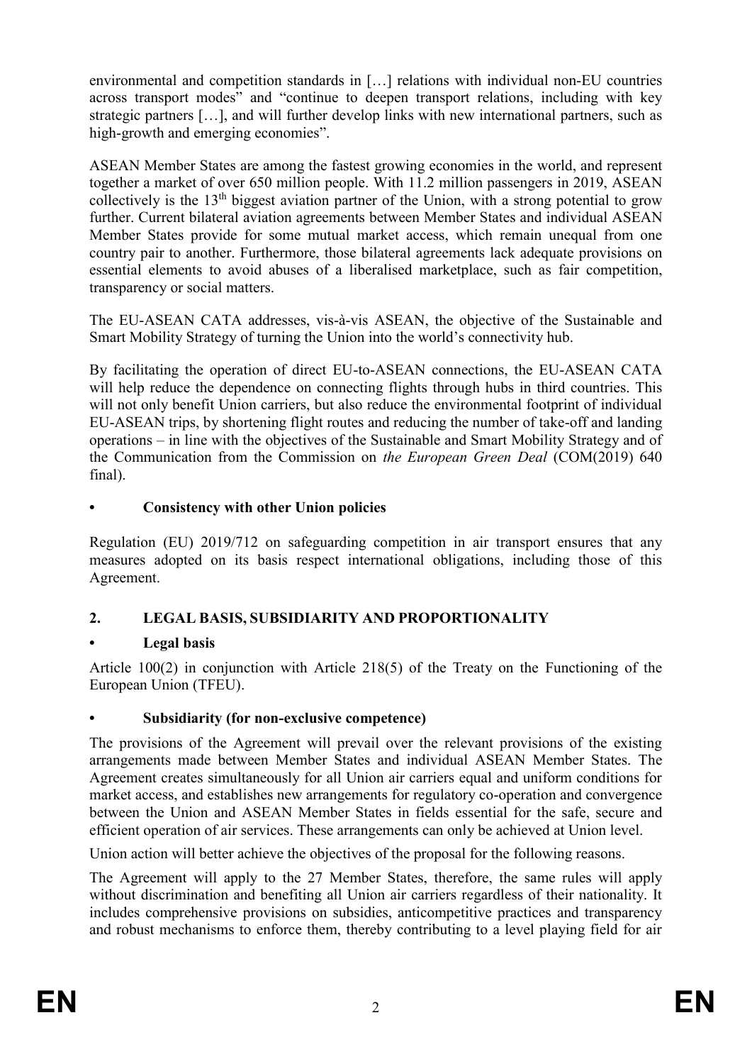environmental and competition standards in […] relations with individual non-EU countries across transport modes" and "continue to deepen transport relations, including with key strategic partners […], and will further develop links with new international partners, such as high-growth and emerging economies".

ASEAN Member States are among the fastest growing economies in the world, and represent together a market of over 650 million people. With 11.2 million passengers in 2019, ASEAN collectively is the 13th biggest aviation partner of the Union, with a strong potential to grow further. Current bilateral aviation agreements between Member States and individual ASEAN Member States provide for some mutual market access, which remain unequal from one country pair to another. Furthermore, those bilateral agreements lack adequate provisions on essential elements to avoid abuses of a liberalised marketplace, such as fair competition, transparency or social matters.

The EU-ASEAN CATA addresses, vis-à-vis ASEAN, the objective of the Sustainable and Smart Mobility Strategy of turning the Union into the world's connectivity hub.

By facilitating the operation of direct EU-to-ASEAN connections, the EU-ASEAN CATA will help reduce the dependence on connecting flights through hubs in third countries. This will not only benefit Union carriers, but also reduce the environmental footprint of individual EU-ASEAN trips, by shortening flight routes and reducing the number of take-off and landing operations – in line with the objectives of the Sustainable and Smart Mobility Strategy and of the Communication from the Commission on *the European Green Deal* (COM(2019) 640 final).

- **Consistency with other Union policies**

Regulation (EU) 2019/712 on safeguarding competition in air transport ensures that any measures adopted on its basis respect international obligations, including those of this Agreement.

## 2. LEGAL BASIS, SUBSIDIARITY AND PROPORTIONALITY

- **Legal basis**

Article 100(2) in conjunction with Article 218(5) of the Treaty on the Functioning of the European Union (TFEU).

- **Subsidiarity (for non-exclusive competence)**

The provisions of the Agreement will prevail over the relevant provisions of the existing arrangements made between Member States and individual ASEAN Member States. The Agreement creates simultaneously for all Union air carriers equal and uniform conditions for market access, and establishes new arrangements for regulatory co-operation and convergence between the Union and ASEAN Member States in fields essential for the safe, secure and efficient operation of air services. These arrangements can only be achieved at Union level.

Union action will better achieve the objectives of the proposal for the following reasons.

The Agreement will apply to the 27 Member States, therefore, the same rules will apply without discrimination and benefiting all Union air carriers regardless of their nationality. It includes comprehensive provisions on subsidies, anticompetitive practices and transparency and robust mechanisms to enforce them, thereby contributing to a level playing field for air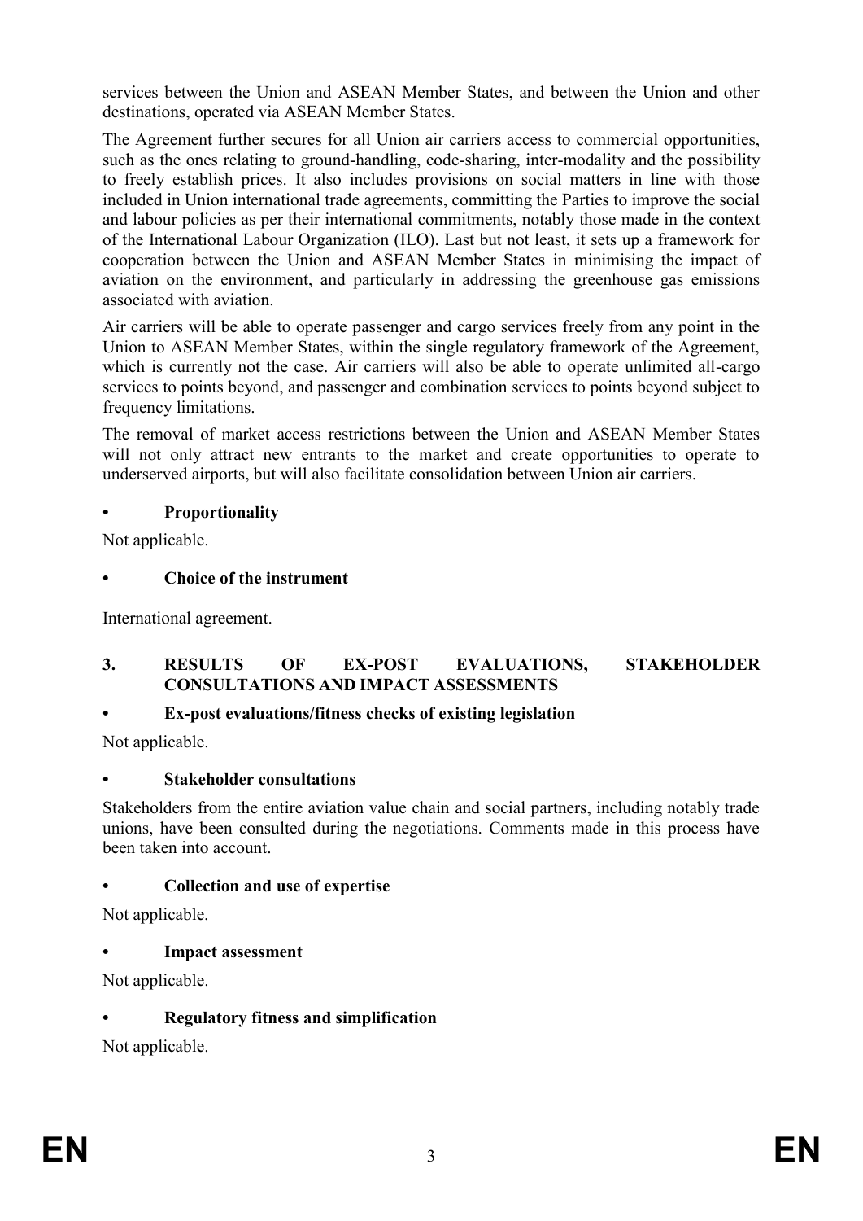services between the Union and ASEAN Member States, and between the Union and other destinations, operated via ASEAN Member States.

The Agreement further secures for all Union air carriers access to commercial opportunities, such as the ones relating to ground-handling, code-sharing, inter-modality and the possibility to freely establish prices. It also includes provisions on social matters in line with those included in Union international trade agreements, committing the Parties to improve the social and labour policies as per their international commitments, notably those made in the context of the International Labour Organization (ILO). Last but not least, it sets up a framework for cooperation between the Union and ASEAN Member States in minimising the impact of aviation on the environment, and particularly in addressing the greenhouse gas emissions associated with aviation.

Air carriers will be able to operate passenger and cargo services freely from any point in the Union to ASEAN Member States, within the single regulatory framework of the Agreement, which is currently not the case. Air carriers will also be able to operate unlimited all-cargo services to points beyond, and passenger and combination services to points beyond subject to frequency limitations.

The removal of market access restrictions between the Union and ASEAN Member States will not only attract new entrants to the market and create opportunities to operate to underserved airports, but will also facilitate consolidation between Union air carriers.

- **Proportionality**

Not applicable.

- **Choice of the instrument**

International agreement.

## 3. RESULTS OF EX-POST EVALUATIONS, STAKEHOLDER CONSULTATIONS AND IMPACT ASSESSMENTS

- **Ex-post evaluations/fitness checks of existing legislation**

Not applicable.

- **Stakeholder consultations**

Stakeholders from the entire aviation value chain and social partners, including notably trade unions, have been consulted during the negotiations. Comments made in this process have been taken into account.

- **Collection and use of expertise**

Not applicable.

- **Impact assessment**

Not applicable.

- **Regulatory fitness and simplification**

Not applicable.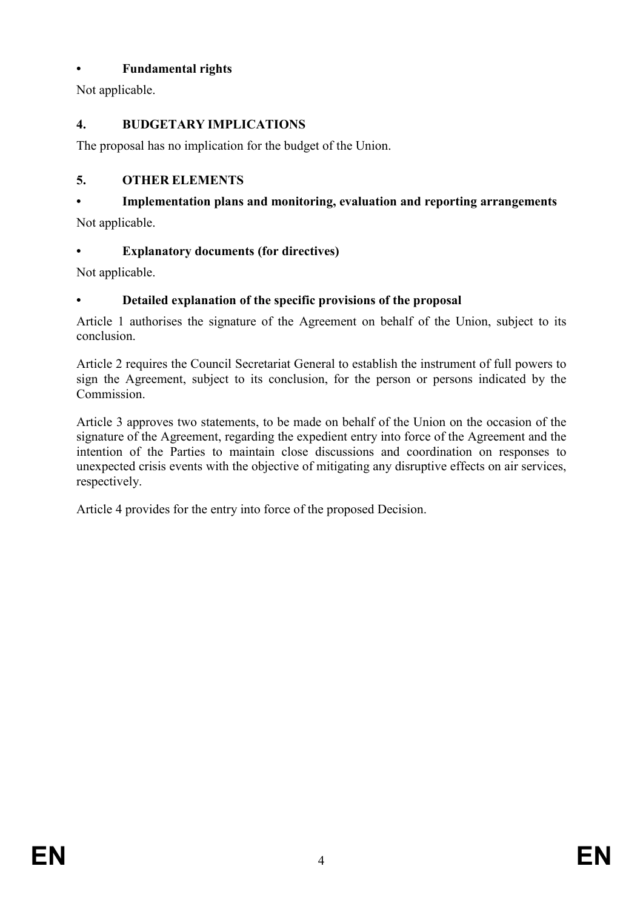- **Fundamental rights**

Not applicable.

## 4. BUDGETARY IMPLICATIONS

The proposal has no implication for the budget of the Union.

## 5. OTHER ELEMENTS

- **Implementation plans and monitoring, evaluation and reporting arrangements**

Not applicable.

- **Explanatory documents (for directives)**

Not applicable.

- **Detailed explanation of the specific provisions of the proposal**

Article 1 authorises the signature of the Agreement on behalf of the Union, subject to its conclusion.

Article 2 requires the Council Secretariat General to establish the instrument of full powers to sign the Agreement, subject to its conclusion, for the person or persons indicated by the Commission.

Article 3 approves two statements, to be made on behalf of the Union on the occasion of the signature of the Agreement, regarding the expedient entry into force of the Agreement and the intention of the Parties to maintain close discussions and coordination on responses to unexpected crisis events with the objective of mitigating any disruptive effects on air services, respectively.

Article 4 provides for the entry into force of the proposed Decision.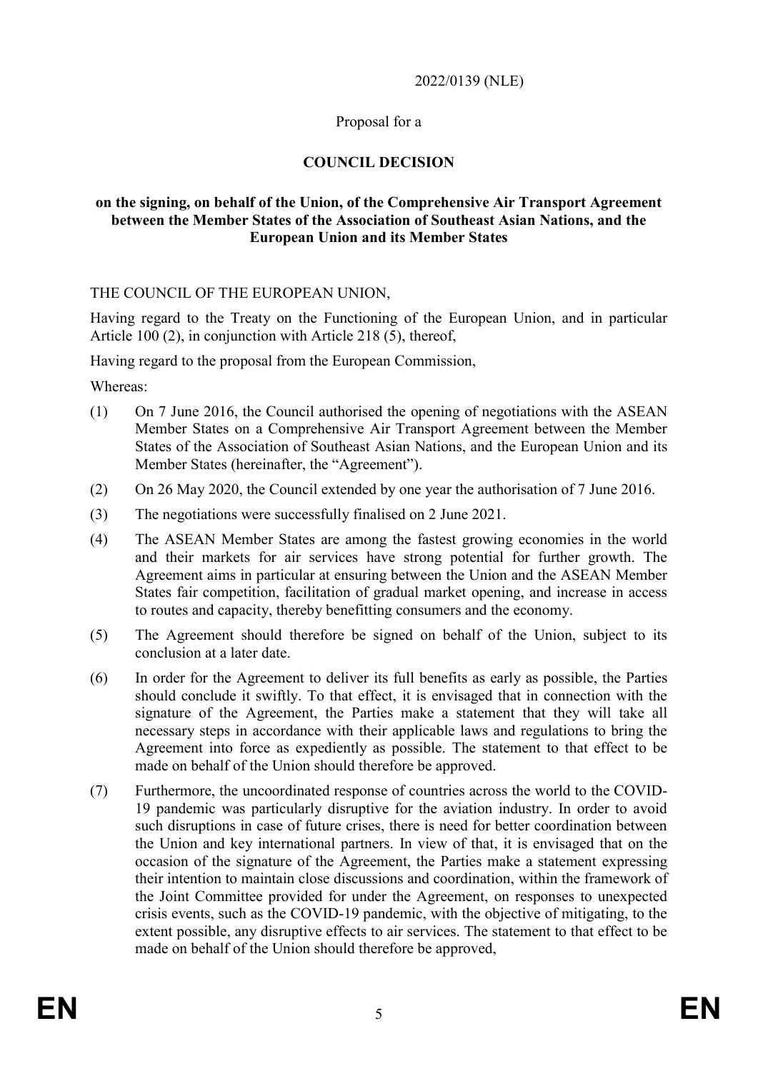2022/0139 (NLE)

Proposal for a

**COUNCIL DECISION**

**on the signing, on behalf of the Union, of the Comprehensive Air Transport Agreement between the Member States of the Association of Southeast Asian Nations, and the European Union and its Member States**

THE COUNCIL OF THE EUROPEAN UNION,

Having regard to the Treaty on the Functioning of the European Union, and in particular Article 100 (2), in conjunction with Article 218 (5), thereof,

Having regard to the proposal from the European Commission,

Whereas:

(1) On 7 June 2016, the Council authorised the opening of negotiations with the ASEAN Member States on a Comprehensive Air Transport Agreement between the Member States of the Association of Southeast Asian Nations, and the European Union and its Member States (hereinafter, the "Agreement").

(2) On 26 May 2020, the Council extended by one year the authorisation of 7 June 2016.

(3) The negotiations were successfully finalised on 2 June 2021.

(4) The ASEAN Member States are among the fastest growing economies in the world and their markets for air services have strong potential for further growth. The Agreement aims in particular at ensuring between the Union and the ASEAN Member States fair competition, facilitation of gradual market opening, and increase in access to routes and capacity, thereby benefitting consumers and the economy.

(5) The Agreement should therefore be signed on behalf of the Union, subject to its conclusion at a later date.

(6) In order for the Agreement to deliver its full benefits as early as possible, the Parties should conclude it swiftly. To that effect, it is envisaged that in connection with the signature of the Agreement, the Parties make a statement that they will take all necessary steps in accordance with their applicable laws and regulations to bring the Agreement into force as expediently as possible. The statement to that effect to be made on behalf of the Union should therefore be approved.

(7) Furthermore, the uncoordinated response of countries across the world to the COVID-19 pandemic was particularly disruptive for the aviation industry. In order to avoid such disruptions in case of future crises, there is need for better coordination between the Union and key international partners. In view of that, it is envisaged that on the occasion of the signature of the Agreement, the Parties make a statement expressing their intention to maintain close discussions and coordination, within the framework of the Joint Committee provided for under the Agreement, on responses to unexpected crisis events, such as the COVID-19 pandemic, with the objective of mitigating, to the extent possible, any disruptive effects to air services. The statement to that effect to be made on behalf of the Union should therefore be approved,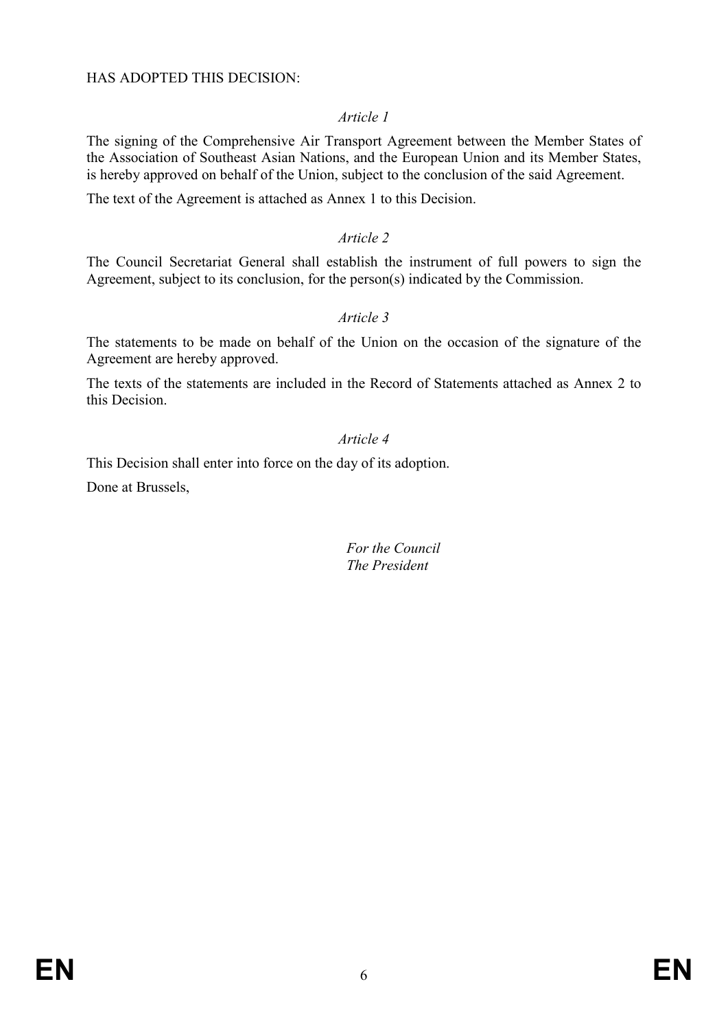HAS ADOPTED THIS DECISION:

*Article 1*

The signing of the Comprehensive Air Transport Agreement between the Member States of the Association of Southeast Asian Nations, and the European Union and its Member States, is hereby approved on behalf of the Union, subject to the conclusion of the said Agreement.

The text of the Agreement is attached as Annex 1 to this Decision.

*Article 2*

The Council Secretariat General shall establish the instrument of full powers to sign the Agreement, subject to its conclusion, for the person(s) indicated by the Commission.

*Article 3*

The statements to be made on behalf of the Union on the occasion of the signature of the Agreement are hereby approved.

The texts of the statements are included in the Record of Statements attached as Annex 2 to this Decision.

*Article 4*

This Decision shall enter into force on the day of its adoption.

Done at Brussels,

*For the Council*
*The President*